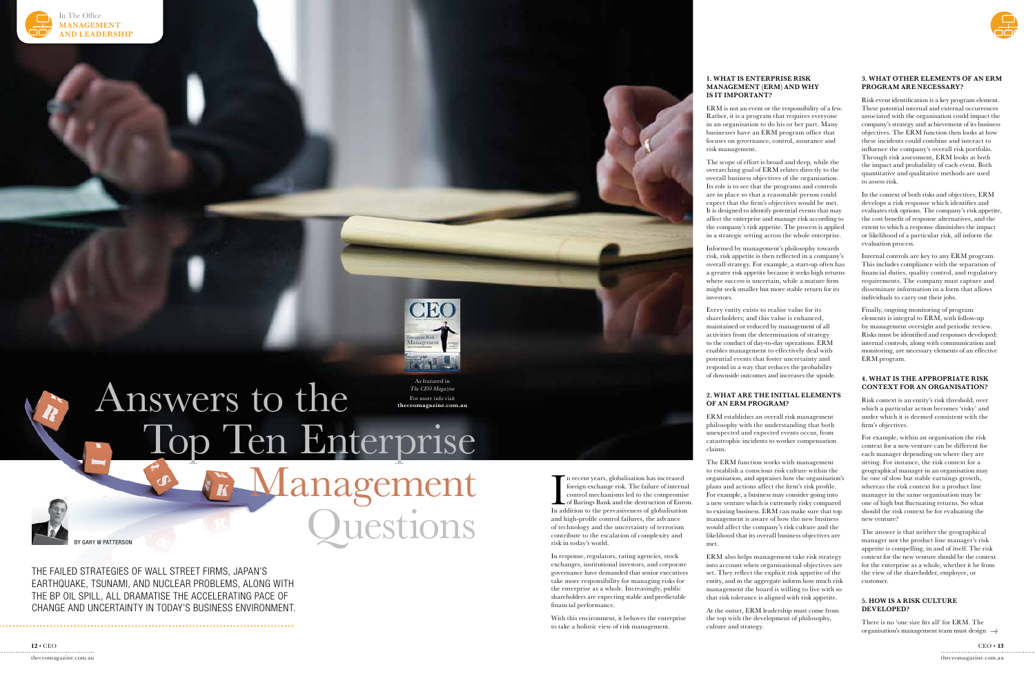# Answers to the Top Ten Enterprise Management Questions

BY GARY W PATTERSON

As featured in *The CEO Magazine*
For more info visit **theceomagazine.com.au**

THE FAILED STRATEGIES OF WALL STREET FIRMS, JAPAN'S EARTHQUAKE, TSUNAMI, AND NUCLEAR PROBLEMS, ALONG WITH THE BP OIL SPILL, ALL DRAMATISE THE ACCELERATING PACE OF CHANGE AND UNCERTAINTY IN TODAY'S BUSINESS ENVIRONMENT.

In recent years, globalisation has increased foreign exchange risk. The failure of internal control mechanisms led to the compromise of Barings Bank and the destruction of Enron. In addition to the pervasiveness of globalisation and high-profile control failures, the advance of technology and the uncertainty of terrorism contribute to the escalation of complexity and risk in today's world.

In response, regulators, rating agencies, stock exchanges, institutional investors, and corporate governance have demanded that senior executives take more responsibility for managing risks for the enterprise as a whole. Increasingly, public shareholders are expecting stable and predictable financial performance.

With this environment, it behoves the enterprise to take a holistic view of risk management.

### 1. WHAT IS ENTERPRISE RISK MANAGEMENT (ERM) AND WHY IS IT IMPORTANT?

ERM is not an event or the responsibility of a few. Rather, it is a program that requires everyone in an organisation to do his or her part. Many businesses have an ERM program office that focuses on governance, control, assurance and risk management.

The scope of effort is broad and deep, while the overarching goal of ERM relates directly to the overall business objectives of the organisation. Its role is to see that the programs and controls are in place so that a reasonable person could expect that the firm's objectives would be met. It is designed to identify potential events that may affect the enterprise and manage risk according to the company's risk appetite. The process is applied in a strategic setting across the whole enterprise.

Informed by management's philosophy towards risk, risk appetite is then reflected in a company's overall strategy. For example, a start-up often has a greater risk appetite because it seeks high returns where success is uncertain, while a mature firm might seek smaller but more stable return for its investors.

Every entity exists to realise value for its shareholders; and this value is enhanced, maintained or reduced by management of all activities from the determination of strategy to the conduct of day-to-day operations. ERM enables management to effectively deal with potential events that foster uncertainty and respond in a way that reduces the probability of downside outcomes and increases the upside.

### 2. WHAT ARE THE INITIAL ELEMENTS OF AN ERM PROGRAM?

ERM establishes an overall risk management philosophy with the understanding that both unexpected and expected events occur, from catastrophic incidents to worker compensation claims.

The ERM function works with management to establish a conscious risk culture within the organisation, and appraises how the organisation's plans and actions affect the firm's risk profile. For example, a business may consider going into a new venture which is extremely risky compared to existing business. ERM can make sure that top management is aware of how the new business would affect the company's risk culture and the likelihood that its overall business objectives are met.

ERM also helps management take risk strategy into account when organisational objectives are set. They reflect the explicit risk appetite of the entity, and in the aggregate inform how much risk management the board is willing to live with so that risk tolerance is aligned with risk appetite.

At the outset, ERM leadership must come from the top with the development of philosophy, culture and strategy.

### 3. WHAT OTHER ELEMENTS OF AN ERM PROGRAM ARE NECESSARY?

Risk event identification is a key program element. These potential internal and external occurrences associated with the organisation could impact the company's strategy and achievement of its business objectives. The ERM function then looks at how these incidents could combine and interact to influence the company's overall risk portfolio. Through risk assessment, ERM looks at both the impact and probability of each event. Both quantitative and qualitative methods are used to assess risk.

In the context of both risks and objectives, ERM develops a risk response which identifies and evaluates risk options. The company's risk appetite, the cost benefit of response alternatives, and the extent to which a response diminishes the impact or likelihood of a particular risk, all inform the evaluation process.

Internal controls are key to any ERM program. This includes compliance with the separation of financial duties, quality control, and regulatory requirements. The company must capture and disseminate information in a form that allows individuals to carry out their jobs.

Finally, ongoing monitoring of program elements is integral to ERM, with follow-up by management oversight and periodic review. Risks must be identified and responses developed: internal controls, along with communication and monitoring, are necessary elements of an effective ERM program.

### 4. WHAT IS THE APPROPRIATE RISK CONTEXT FOR AN ORGANISATION?

Risk context is an entity's risk threshold, over which a particular action becomes 'risky' and under which it is deemed consistent with the firm's objectives.

For example, within an organisation the risk context for a new venture can be different for each manager depending on where they are sitting. For instance, the risk context for a geographical manager in an organisation may be one of slow but stable earnings growth, whereas the risk context for a product line manager in the same organisation may be one of high but fluctuating returns. So what should the risk context be for evaluating the new venture?

The answer is that neither the geographical manager nor the product line manager's risk appetite is compelling, in and of itself. The risk context for the new venture should be the context for the enterprise as a whole, whether it be from the view of the shareholder, employee, or customer.

### 5. HOW IS A RISK CULTURE DEVELOPED?

There is no 'one size fits all' for ERM. The organisation's management team must design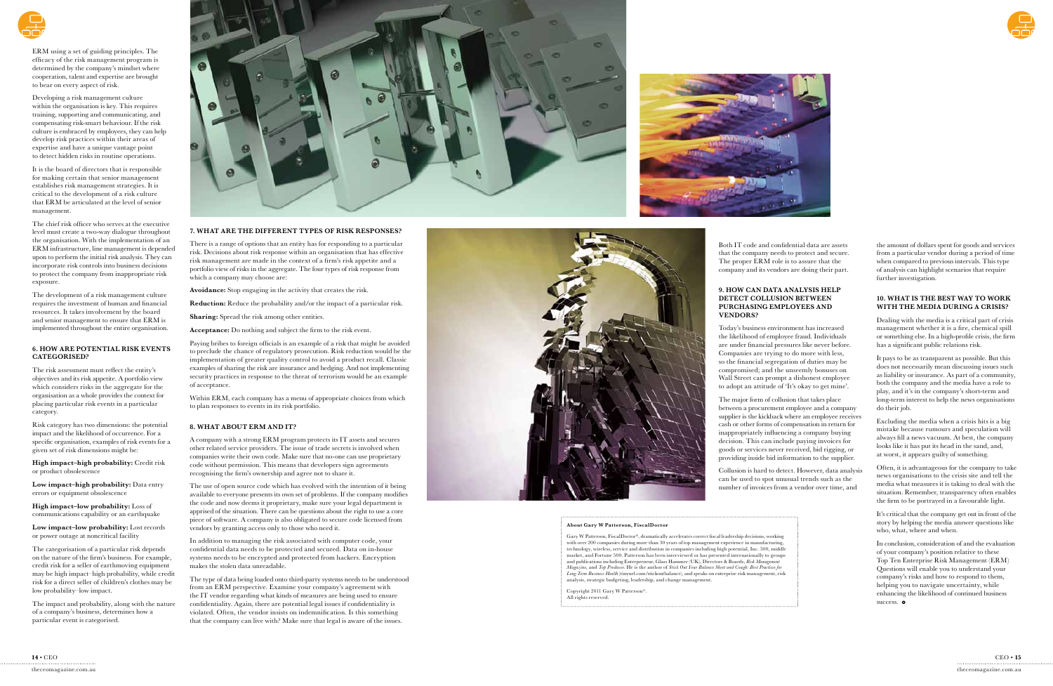ERM using a set of guiding principles. The efficacy of the risk management program is determined by the company's mindset where cooperation, talent and expertise are brought to bear on every aspect of risk.

Developing a risk management culture within the organisation is key. This requires training, supporting and communicating, and compensating risk-smart behaviour. If the risk culture is embraced by employees, they can help develop risk practices within their areas of expertise and have a unique vantage point to detect hidden risks in routine operations.

It is the board of directors that is responsible for making certain that senior management establishes risk management strategies. It is critical to the development of a risk culture that ERM be articulated at the level of senior management.

The chief risk officer who serves at the executive level must create a two-way dialogue throughout the organisation. With the implementation of an ERM infrastructure, line management is depended upon to perform the initial risk analysis. They can incorporate risk controls into business decisions to protect the company from inappropriate risk exposure.

The development of a risk management culture requires the investment of human and financial resources. It takes involvement by the board and senior management to ensure that ERM is implemented throughout the entire organisation.

### 6. HOW ARE POTENTIAL RISK EVENTS CATEGORISED?

The risk assessment must reflect the entity's objectives and its risk appetite. A portfolio view which considers risks in the aggregate for the organisation as a whole provides the context for placing particular risk events in a particular category.

Risk category has two dimensions: the potential impact and the likelihood of occurrence. For a specific organisation, examples of risk events for a given set of risk dimensions might be:

**High impact–high probability:** Credit risk or product obsolescence

**Low impact–high probability:** Data entry errors or equipment obsolescence

**High impact–low probability:** Loss of communications capability or an earthquake

**Low impact–low probability:** Lost records or power outage at noncritical facility

The categorisation of a particular risk depends on the nature of the firm's business. For example, credit risk for a seller of earthmoving equipment may be high impact–high probability, while credit risk for a direct seller of children's clothes may be low probability–low impact.

The impact and probability, along with the nature of a company's business, determines how a particular event is categorised.

### 7. WHAT ARE THE DIFFERENT TYPES OF RISK RESPONSES?

There is a range of options that an entity has for responding to a particular risk. Decisions about risk response within an organisation that has effective risk management are made in the context of a firm's risk appetite and a portfolio view of risks in the aggregate. The four types of risk response from which a company may choose are:

**Avoidance:** Stop engaging in the activity that creates the risk.

**Reduction:** Reduce the probability and/or the impact of a particular risk.

**Sharing:** Spread the risk among other entities.

**Acceptance:** Do nothing and subject the firm to the risk event.

Paying bribes to foreign officials is an example of a risk that might be avoided to preclude the chance of regulatory prosecution. Risk reduction would be the implementation of greater quality control to avoid a product recall. Classic examples of sharing the risk are insurance and hedging. And not implementing security practices in response to the threat of terrorism would be an example of acceptance.

Within ERM, each company has a menu of appropriate choices from which to plan responses to events in its risk portfolio.

### 8. WHAT ABOUT ERM AND IT?

A company with a strong ERM program protects its IT assets and secures other related service providers. The issue of trade secrets is involved when companies write their own code. Make sure that no-one can use proprietary code without permission. This means that developers sign agreements recognising the firm's ownership and agree not to share it.

The use of open source code which has evolved with the intention of it being available to everyone presents its own set of problems. If the company modifies the code and now deems it proprietary, make sure your legal department is apprised of the situation. There can be questions about the right to use a core piece of software. A company is also obligated to secure code licensed from vendors by granting access only to those who need it.

In addition to managing the risk associated with computer code, your confidential data needs to be protected and secured. Data on in-house systems needs to be encrypted and protected from hackers. Encryption makes the stolen data unreadable.

The type of data being loaded onto third-party systems needs to be understood from an ERM perspective. Examine your company's agreement with the IT vendor regarding what kinds of measures are being used to ensure confidentiality. Again, there are potential legal issues if confidentiality is violated. Often, the vendor insists on indemnification. Is this something that the company can live with? Make sure that legal is aware of the issues.

Both IT code and confidential data are assets that the company needs to protect and secure. The proper ERM role is to assure that the company and its vendors are doing their part.

### 9. HOW CAN DATA ANALYSIS HELP DETECT COLLUSION BETWEEN PURCHASING EMPLOYEES AND VENDORS?

Today's business environment has increased the likelihood of employee fraud. Individuals are under financial pressures like never before. Companies are trying to do more with less, so the financial segregation of duties may be compromised; and the unseemly bonuses on Wall Street can prompt a dishonest employee to adopt an attitude of 'It's okay to get mine'.

The major form of collusion that takes place between a procurement employee and a company supplier is the kickback where an employee receives cash or other forms of compensation in return for inappropriately influencing a company buying decision. This can include paying invoices for goods or services never received, bid rigging, or providing inside bid information to the supplier.

Collusion is hard to detect. However, data analysis can be used to spot unusual trends such as the number of invoices from a vendor over time, and the amount of dollars spent for goods and services from a particular vendor during a period of time when compared to previous intervals. This type of analysis can highlight scenarios that require further investigation.

### 10. WHAT IS THE BEST WAY TO WORK WITH THE MEDIA DURING A CRISIS?

Dealing with the media is a critical part of crisis management whether it is a fire, chemical spill or something else. In a high-profile crisis, the firm has a significant public relations risk.

It pays to be as transparent as possible. But this does not necessarily mean discussing issues such as liability or insurance. As part of a community, both the company and the media have a role to play, and it's in the company's short-term and long-term interest to help the news organisations do their job.

Excluding the media when a crisis hits is a big mistake because rumours and speculation will always fill a news vacuum. At best, the company looks like it has put its head in the sand, and, at worst, it appears guilty of something.

Often, it is advantageous for the company to take news organisations to the crisis site and tell the media what measures it is taking to deal with the situation. Remember, transparency often enables the firm to be portrayed in a favourable light.

It's critical that the company get out in front of the story by helping the media answer questions like who, what, where and when.

In conclusion, consideration of and the evaluation of your company's position relative to these Top Ten Enterprise Risk Management (ERM) Questions will enable you to understand your company's risks and how to respond to them, helping you to navigate uncertainty, while enhancing the likelihood of continued business success.

**About Gary W Patterson, FiscalDoctor**

Gary W Patterson, FiscalDoctor®, dramatically accelerates correct fiscal leadership decisions, working with over 200 companies during more than 30 years of top management experience in manufacturing, technology, wireless, service and distribution in companies including high potential, Inc. 500, middle market, and Fortune 500. Patterson has been interviewed or has presented internationally to groups and publications including Entrepreneur, Glass Hammer (UK), Directors & Boards, *Risk Management Magazine*, and *Top Producer*. He is the author of *Stick Out Your Balance Sheet and Cough: Best Practices for Long-Term Business Health* (tinyurl.com/stickoutbalance), and speaks on enterprise risk management, risk analysis, strategic budgeting, leadership, and change management.

Copyright 2011 Gary W Patterson©.
All rights reserved.